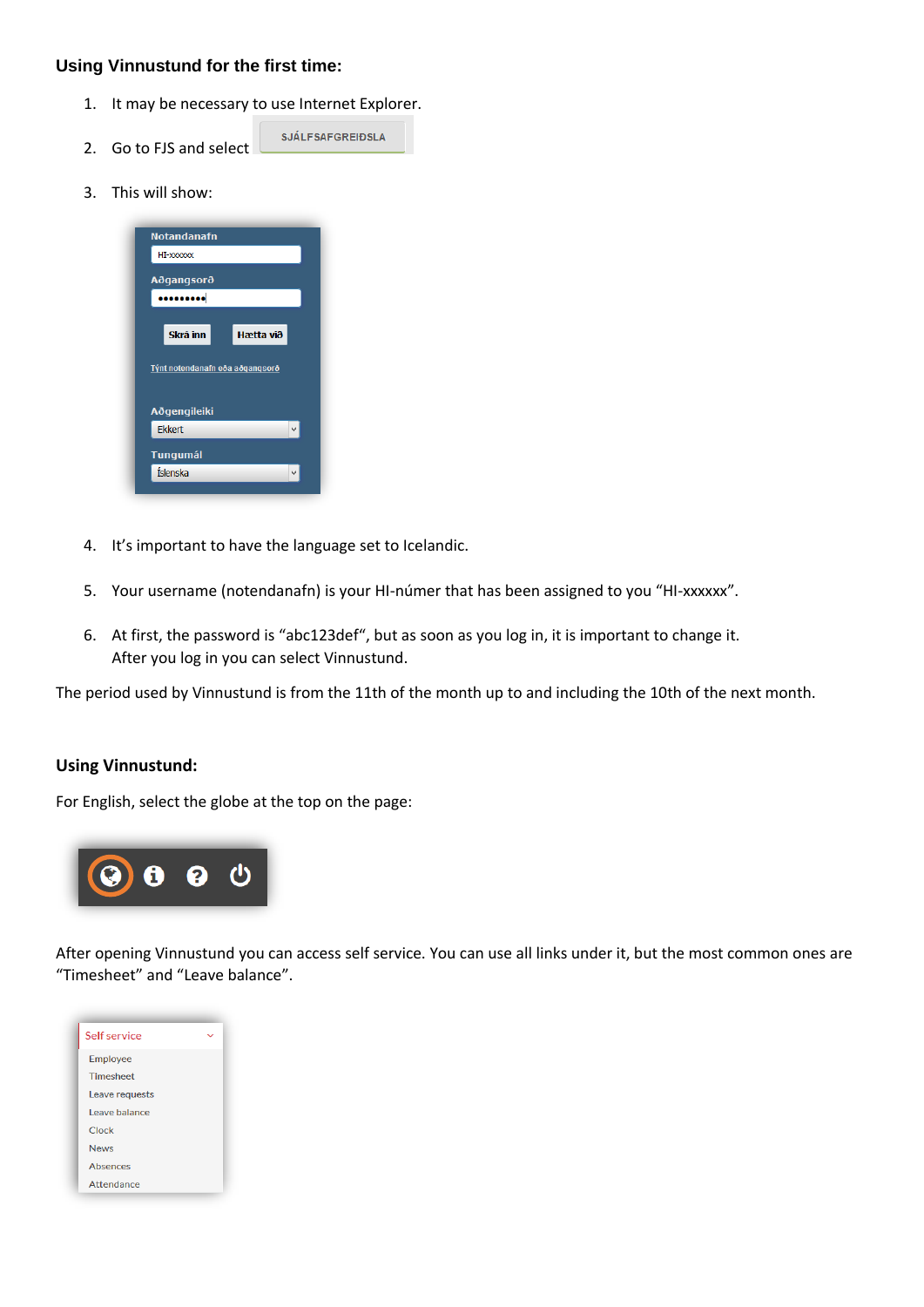### Using Vinnustund for the first time:

1. It may be necessary to use Internet Explorer.
2. Go to FJS and select SJÁLFSAFGREIÐSLA
3. This will show:
4. It's important to have the language set to Icelandic.
5. Your username (notendanafn) is your HI-númer that has been assigned to you "HI-xxxxxx".
6. At first, the password is "abc123def", but as soon as you log in, it is important to change it. After you log in you can select Vinnustund.

The period used by Vinnustund is from the 11th of the month up to and including the 10th of the next month.

### Using Vinnustund:

For English, select the globe at the top on the page:

After opening Vinnustund you can access self service. You can use all links under it, but the most common ones are "Timesheet" and "Leave balance".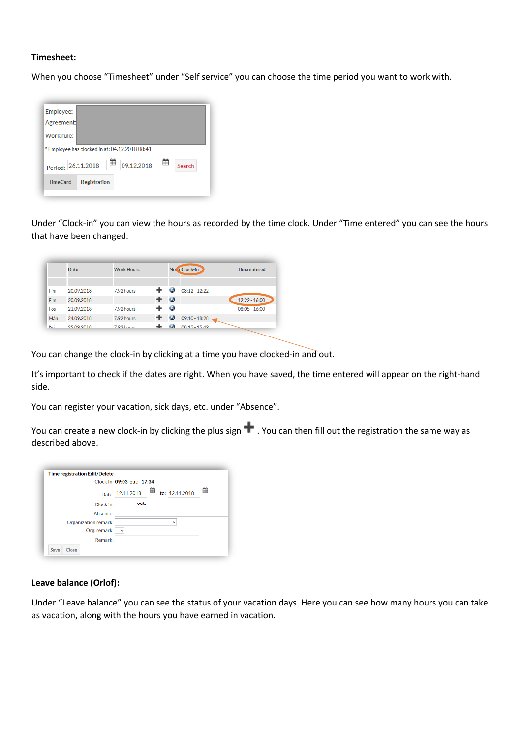**Timesheet:**

When you choose “Timesheet” under “Self service” you can choose the time period you want to work with.

Under “Clock-in” you can view the hours as recorded by the time clock. Under “Time entered” you can see the hours that have been changed.

You can change the clock-in by clicking at a time you have clocked-in and out.

It’s important to check if the dates are right. When you have saved, the time entered will appear on the right-hand side.

You can register your vacation, sick days, etc. under “Absence”.

You can create a new clock-in by clicking the plus sign ✚. You can then fill out the registration the same way as described above.

**Leave balance (Orlof):**

Under “Leave balance” you can see the status of your vacation days. Here you can see how many hours you can take as vacation, along with the hours you have earned in vacation.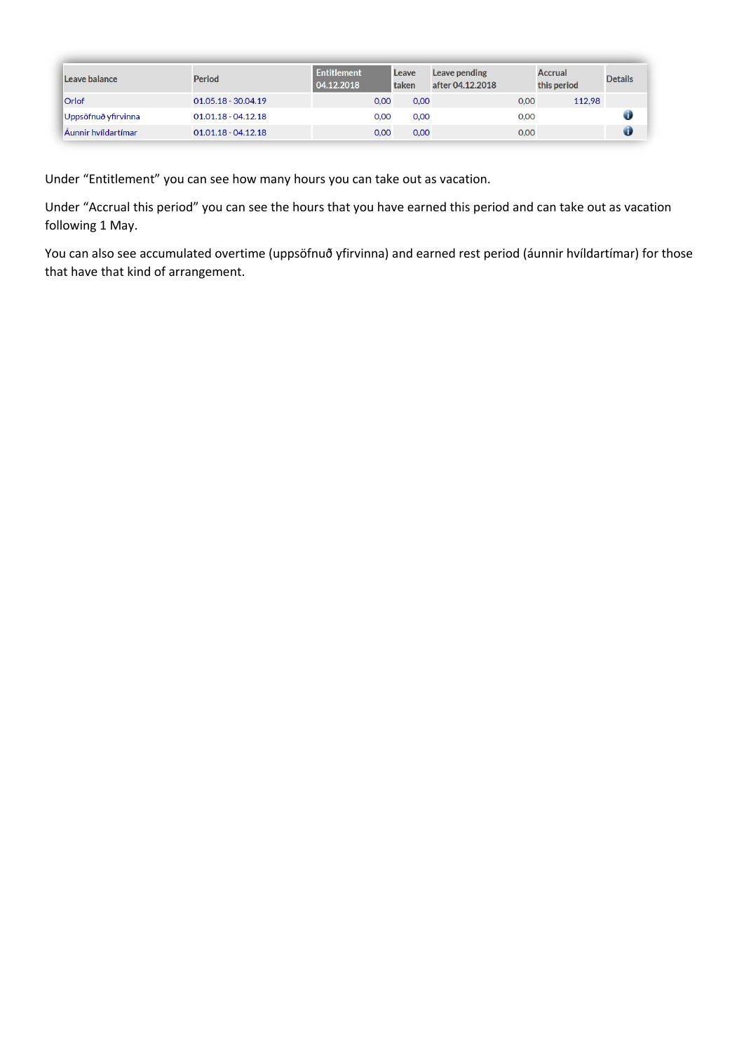| Leave balance | Period | Entitlement 04.12.2018 | Leave taken | Leave pending after 04.12.2018 | Accrual this period | Details |
|---|---|---|---|---|---|---|
| Orlof | 01.05.18 - 30.04.19 | 0,00 | 0,00 | 0,00 | 112,98 | |
| Uppsöfnuð yfirvinna | 01.01.18 - 04.12.18 | 0,00 | 0,00 | 0,00 | | |
| Áunnir hvíldartímar | 01.01.18 - 04.12.18 | 0,00 | 0,00 | 0,00 | | |

Under “Entitlement” you can see how many hours you can take out as vacation.

Under “Accrual this period” you can see the hours that you have earned this period and can take out as vacation following 1 May.

You can also see accumulated overtime (uppsöfnuð yfirvinna) and earned rest period (áunnir hvíldartímar) for those that have that kind of arrangement.